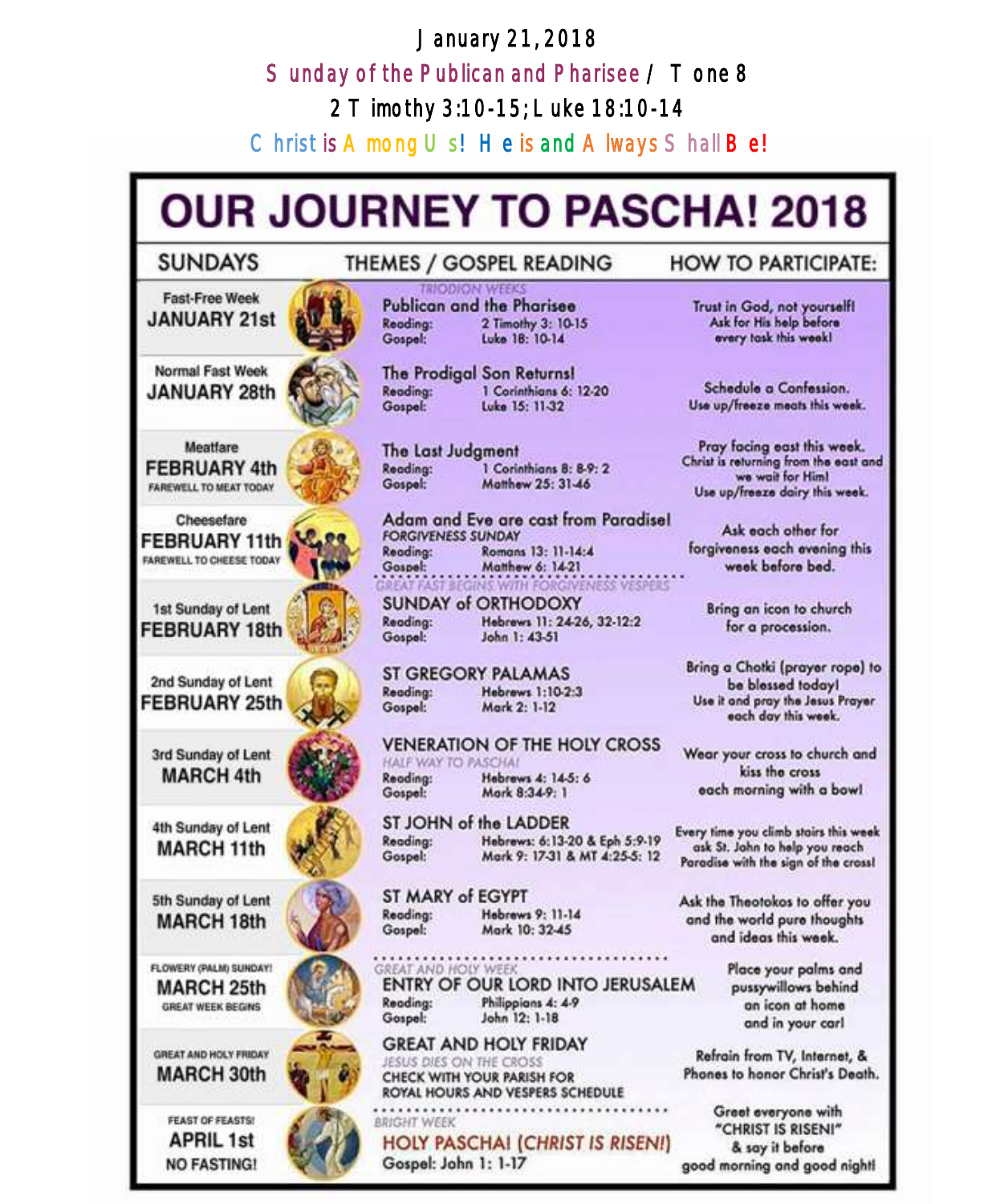January 21, 2018

Sunday of the Publican and Pharisee / Tone 8

2 Timothy 3:10-15; Luke 18:10-14

Christ is Among Us! He is and Always Shall Be!

# OUR JOURNEY TO PASCHA! 2018

| SUNDAYS | THEMES / GOSPEL READING | HOW TO PARTICIPATE: |
|---|---|---|
| Fast-Free Week **JANUARY 21st** | TRIODION WEEKS<br>Publican and the Pharisee<br>Reading: 2 Timothy 3: 10-15<br>Gospel: Luke 18: 10-14 | Trust in God, not yourself! Ask for His help before every task this week! |
| Normal Fast Week **JANUARY 28th** | The Prodigal Son Returns!<br>Reading: 1 Corinthians 6: 12-20<br>Gospel: Luke 15: 11-32 | Schedule a Confession. Use up/freeze meats this week. |
| Meatfare **FEBRUARY 4th** FAREWELL TO MEAT TODAY | The Last Judgment<br>Reading: 1 Corinthians 8: 8-9: 2<br>Gospel: Matthew 25: 31-46 | Pray facing east this week. Christ is returning from the east and we wait for Him! Use up/freeze dairy this week. |
| Cheesefare **FEBRUARY 11th** FAREWELL TO CHEESE TODAY | Adam and Eve are cast from Paradise!<br>FORGIVENESS SUNDAY<br>Reading: Romans 13: 11-14:4<br>Gospel: Matthew 6: 14-21 | Ask each other for forgiveness each evening this week before bed. |
| 1st Sunday of Lent **FEBRUARY 18th** | GREAT FAST BEGINS WITH FORGIVENESS VESPERS<br>SUNDAY of ORTHODOXY<br>Reading: Hebrews 11: 24-26, 32-12:2<br>Gospel: John 1: 43-51 | Bring an icon to church for a procession. |
| 2nd Sunday of Lent **FEBRUARY 25th** | ST GREGORY PALAMAS<br>Reading: Hebrews 1:10-2:3<br>Gospel: Mark 2: 1-12 | Bring a Chotki (prayer rope) to be blessed today! Use it and pray the Jesus Prayer each day this week. |
| 3rd Sunday of Lent **MARCH 4th** | VENERATION OF THE HOLY CROSS<br>HALF WAY TO PASCHA!<br>Reading: Hebrews 4: 14-5: 6<br>Gospel: Mark 8:34-9: 1 | Wear your cross to church and kiss the cross each morning with a bow! |
| 4th Sunday of Lent **MARCH 11th** | ST JOHN of the LADDER<br>Reading: Hebrews: 6:13-20 & Eph 5:9-19<br>Gospel: Mark 9: 17-31 & MT 4:25-5: 12 | Every time you climb stairs this week ask St. John to help you reach Paradise with the sign of the cross! |
| 5th Sunday of Lent **MARCH 18th** | ST MARY of EGYPT<br>Reading: Hebrews 9: 11-14<br>Gospel: Mark 10: 32-45 | Ask the Theotokos to offer you and the world pure thoughts and ideas this week. |
| FLOWERY (PALM) SUNDAY! **MARCH 25th** GREAT WEEK BEGINS | GREAT AND HOLY WEEK<br>ENTRY OF OUR LORD INTO JERUSALEM<br>Reading: Philippians 4: 4-9<br>Gospel: John 12: 1-18 | Place your palms and pussywillows behind an icon at home and in your car! |
| GREAT AND HOLY FRIDAY **MARCH 30th** | GREAT AND HOLY FRIDAY<br>JESUS DIES ON THE CROSS<br>CHECK WITH YOUR PARISH FOR ROYAL HOURS AND VESPERS SCHEDULE | Refrain from TV, Internet, & Phones to honor Christ's Death. |
| FEAST OF FEASTS! **APRIL 1st** NO FASTING! | BRIGHT WEEK<br>HOLY PASCHA! (CHRIST IS RISEN!)<br>Gospel: John 1: 1-17 | Greet everyone with "CHRIST IS RISEN!" & say it before good morning and good night! |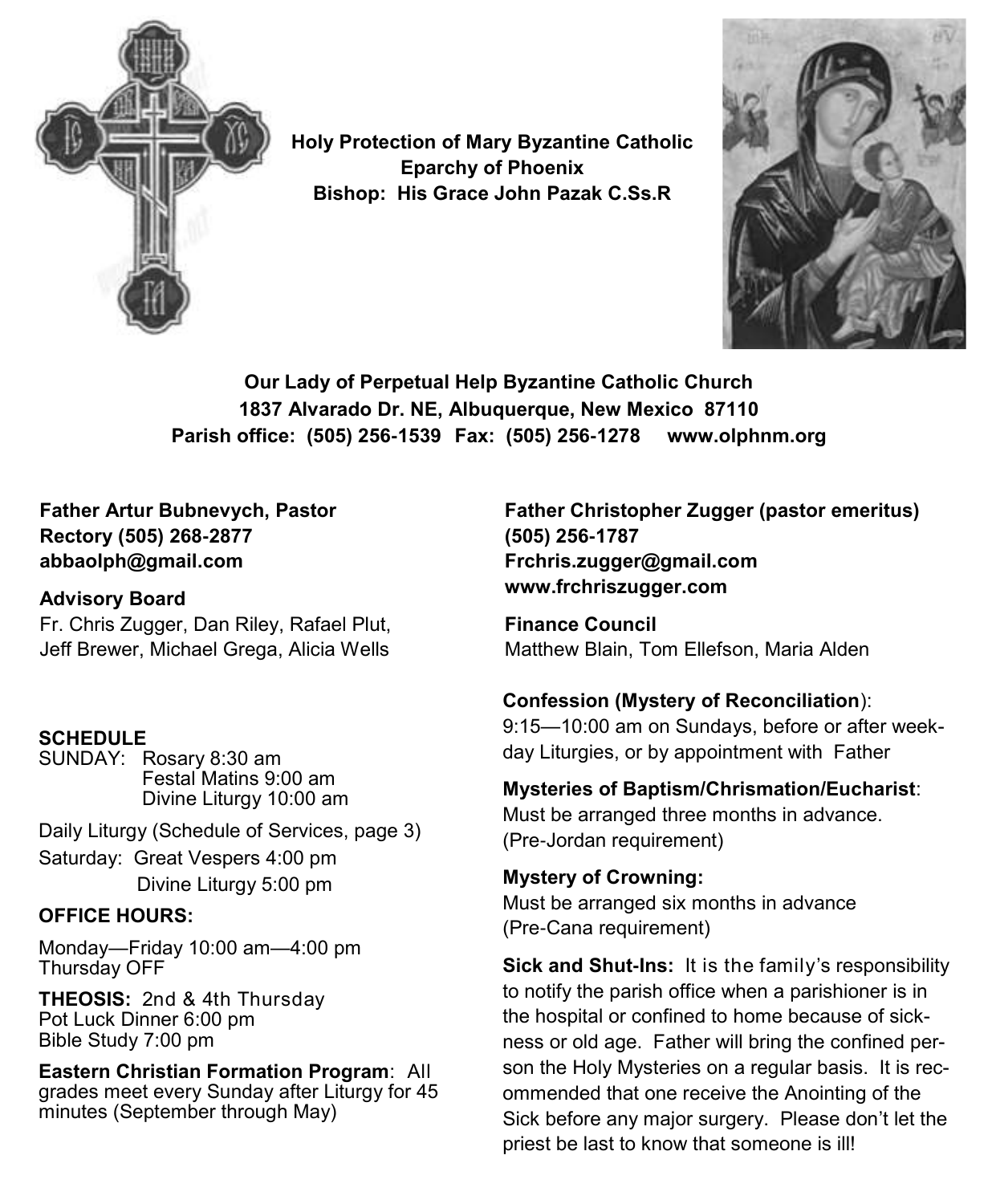**Holy Protection of Mary Byzantine Catholic**
**Eparchy of Phoenix**
**Bishop: His Grace John Pazak C.Ss.R**

**Our Lady of Perpetual Help Byzantine Catholic Church**
**1837 Alvarado Dr. NE, Albuquerque, New Mexico 87110**
**Parish office: (505) 256-1539 Fax: (505) 256-1278 www.olphnm.org**

**Father Artur Bubnevych, Pastor**
**Rectory (505) 268-2877**
**abbaolph@gmail.com**

**Advisory Board**
Fr. Chris Zugger, Dan Riley, Rafael Plut, Jeff Brewer, Michael Grega, Alicia Wells

**SCHEDULE**
SUNDAY: Rosary 8:30 am
Festal Matins 9:00 am
Divine Liturgy 10:00 am

Daily Liturgy (Schedule of Services, page 3)

Saturday: Great Vespers 4:00 pm
Divine Liturgy 5:00 pm

**OFFICE HOURS:**

Monday—Friday 10:00 am—4:00 pm
Thursday OFF

**THEOSIS:** 2nd & 4th Thursday
Pot Luck Dinner 6:00 pm
Bible Study 7:00 pm

**Eastern Christian Formation Program**: All grades meet every Sunday after Liturgy for 45 minutes (September through May)

**Father Christopher Zugger (pastor emeritus)**
**(505) 256-1787**
**Frchris.zugger@gmail.com**
**www.frchriszugger.com**

**Finance Council**
Matthew Blain, Tom Ellefson, Maria Alden

**Confession (Mystery of Reconciliation)**:
9:15—10:00 am on Sundays, before or after weekday Liturgies, or by appointment with Father

**Mysteries of Baptism/Chrismation/Eucharist**:
Must be arranged three months in advance. (Pre-Jordan requirement)

**Mystery of Crowning:**
Must be arranged six months in advance (Pre-Cana requirement)

**Sick and Shut-Ins:** It is the family's responsibility to notify the parish office when a parishioner is in the hospital or confined to home because of sickness or old age. Father will bring the confined person the Holy Mysteries on a regular basis. It is recommended that one receive the Anointing of the Sick before any major surgery. Please don't let the priest be last to know that someone is ill!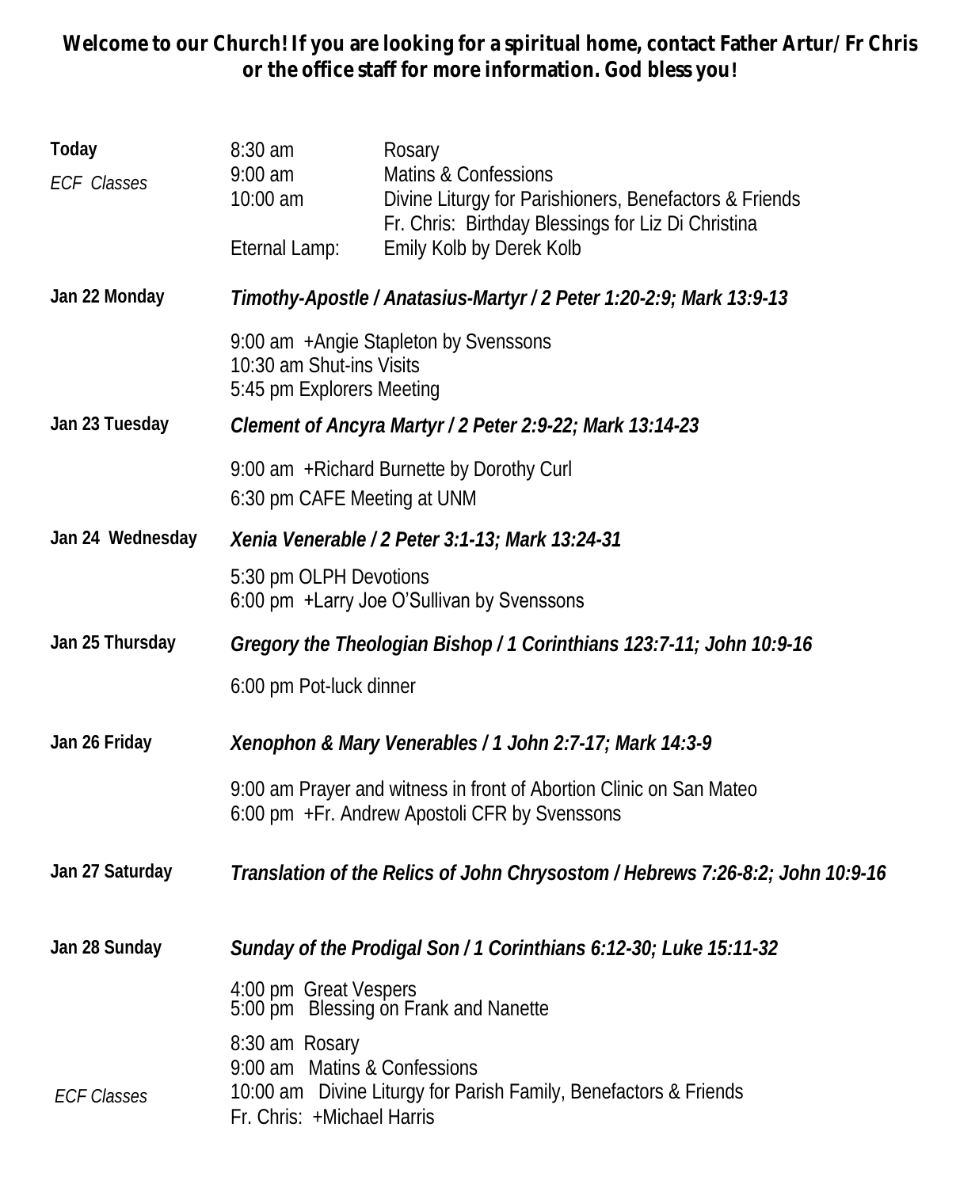**Welcome to our Church! If you are looking for a spiritual home, contact Father Artur/ Fr Chris or the office staff for more information. God bless you!**

**Today**

*ECF Classes*

8:30 am Rosary
9:00 am Matins & Confessions
10:00 am Divine Liturgy for Parishioners, Benefactors & Friends
Fr. Chris: Birthday Blessings for Liz Di Christina
Eternal Lamp: Emily Kolb by Derek Kolb

**Jan 22 Monday** — ***Timothy-Apostle / Anatasius-Martyr / 2 Peter 1:20-2:9; Mark 13:9-13***

9:00 am +Angie Stapleton by Svenssons
10:30 am Shut-ins Visits
5:45 pm Explorers Meeting

**Jan 23 Tuesday** — ***Clement of Ancyra Martyr / 2 Peter 2:9-22; Mark 13:14-23***

9:00 am +Richard Burnette by Dorothy Curl
6:30 pm CAFE Meeting at UNM

**Jan 24 Wednesday** — ***Xenia Venerable / 2 Peter 3:1-13; Mark 13:24-31***

5:30 pm OLPH Devotions
6:00 pm +Larry Joe O'Sullivan by Svenssons

**Jan 25 Thursday** — ***Gregory the Theologian Bishop / 1 Corinthians 123:7-11; John 10:9-16***

6:00 pm Pot-luck dinner

**Jan 26 Friday** — ***Xenophon & Mary Venerables / 1 John 2:7-17; Mark 14:3-9***

9:00 am Prayer and witness in front of Abortion Clinic on San Mateo
6:00 pm +Fr. Andrew Apostoli CFR by Svenssons

**Jan 27 Saturday** — ***Translation of the Relics of John Chrysostom / Hebrews 7:26-8:2; John 10:9-16***

**Jan 28 Sunday** — ***Sunday of the Prodigal Son / 1 Corinthians 6:12-30; Luke 15:11-32***

4:00 pm Great Vespers
5:00 pm Blessing on Frank and Nanette

*ECF Classes*

8:30 am Rosary
9:00 am Matins & Confessions
10:00 am Divine Liturgy for Parish Family, Benefactors & Friends
Fr. Chris: +Michael Harris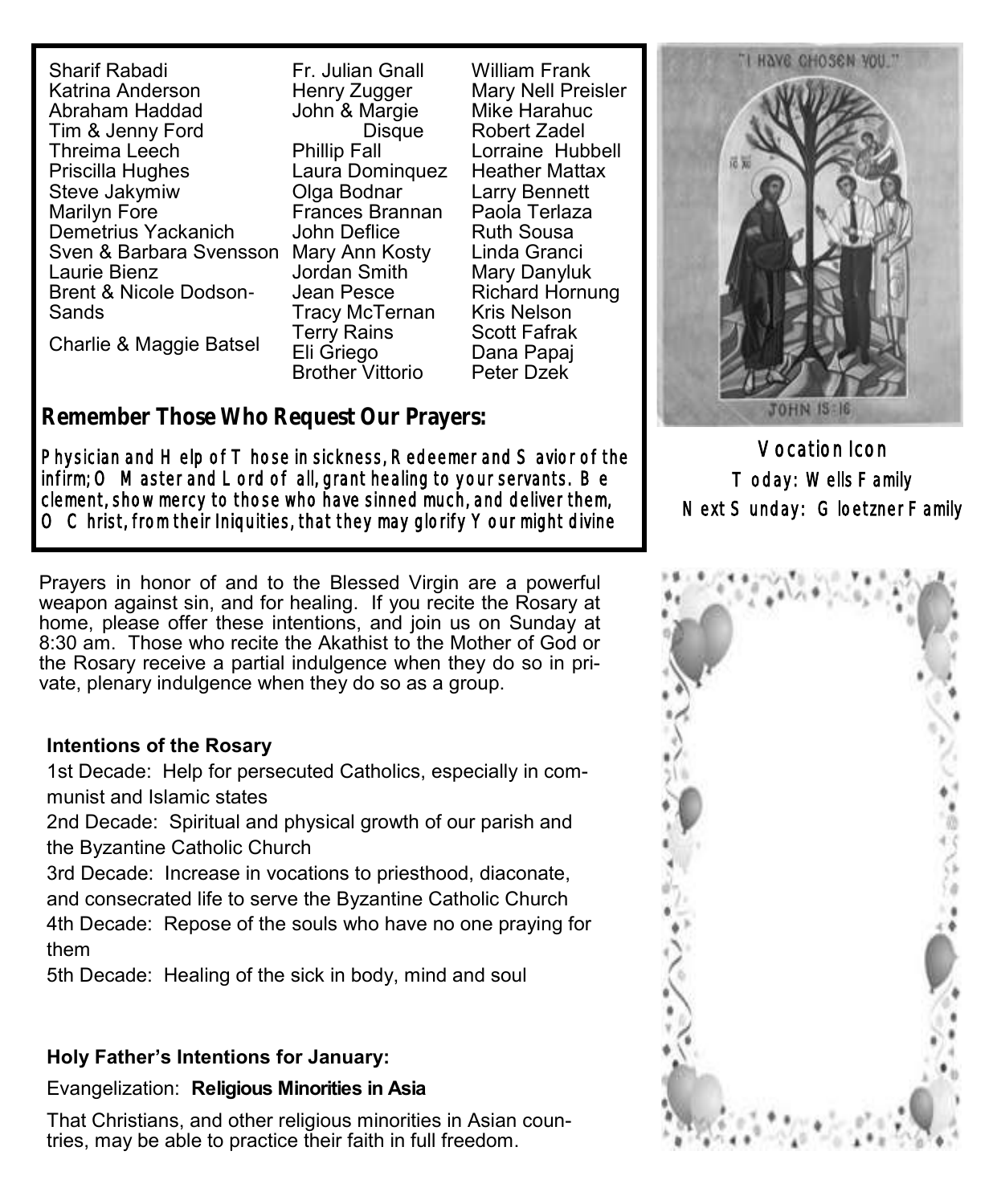Sharif Rabadi
Katrina Anderson
Abraham Haddad
Tim & Jenny Ford
Threima Leech
Priscilla Hughes
Steve Jakymiw
Marilyn Fore
Demetrius Yackanich
Sven & Barbara Svensson
Laurie Bienz
Brent & Nicole Dodson-Sands
Charlie & Maggie Batsel
Fr. Julian Gnall
Henry Zugger
John & Margie Disque
Phillip Fall
Laura Dominquez
Olga Bodnar
Frances Brannan
John Deflice
Mary Ann Kosty
Jordan Smith
Jean Pesce
Tracy McTernan
Terry Rains
Eli Griego
Brother Vittorio
William Frank
Mary Nell Preisler
Mike Harahuc
Robert Zadel
Lorraine Hubbell
Heather Mattax
Larry Bennett
Paola Terlaza
Ruth Sousa
Linda Granci
Mary Danyluk
Richard Hornung
Kris Nelson
Scott Fafrak
Dana Papaj
Peter Dzek

## Remember Those Who Request Our Prayers:

*Physician and Help of Those in sickness, Redeemer and Savior of the infirm; O Master and Lord of all, grant healing to your servants. Be clement, show mercy to those who have sinned much, and deliver them, O Christ, from their Iniquities, that they may glorify Your might divine*

Vocation Icon
Today: Wells Family
Next Sunday: Gloetzner Family

Prayers in honor of and to the Blessed Virgin are a powerful weapon against sin, and for healing. If you recite the Rosary at home, please offer these intentions, and join us on Sunday at 8:30 am. Those who recite the Akathist to the Mother of God or the Rosary receive a partial indulgence when they do so in private, plenary indulgence when they do so as a group.

**Intentions of the Rosary**

1st Decade: Help for persecuted Catholics, especially in communist and Islamic states
2nd Decade: Spiritual and physical growth of our parish and the Byzantine Catholic Church
3rd Decade: Increase in vocations to priesthood, diaconate, and consecrated life to serve the Byzantine Catholic Church
4th Decade: Repose of the souls who have no one praying for them
5th Decade: Healing of the sick in body, mind and soul

**Holy Father's Intentions for January:**

Evangelization: **Religious Minorities in Asia**

That Christians, and other religious minorities in Asian countries, may be able to practice their faith in full freedom.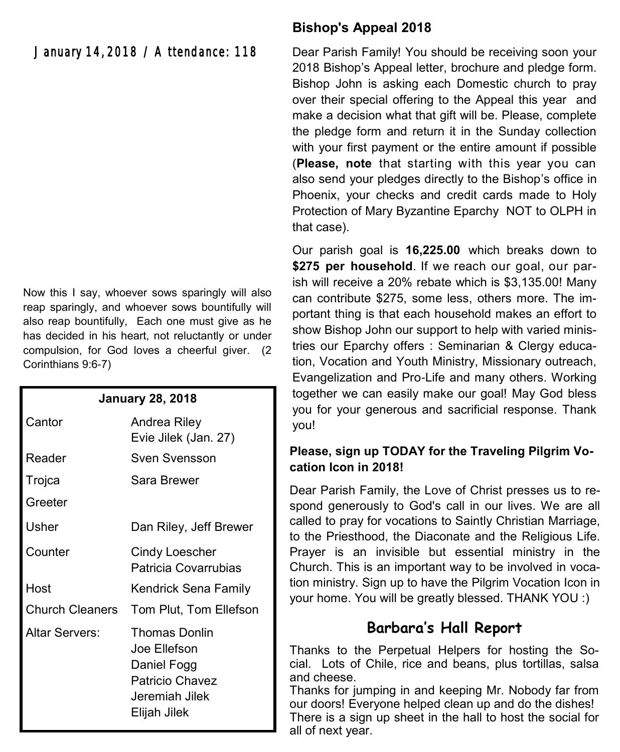January 14, 2018 / Attendance: 118

Now this I say, whoever sows sparingly will also reap sparingly, and whoever sows bountifully will also reap bountifully, Each one must give as he has decided in his heart, not reluctantly or under compulsion, for God loves a cheerful giver. (2 Corinthians 9:6-7)

| January 28, 2018 | |
|---|---|
| Cantor | Andrea Riley<br>Evie Jilek (Jan. 27) |
| Reader | Sven Svensson |
| Trojca | Sara Brewer |
| Greeter | |
| Usher | Dan Riley, Jeff Brewer |
| Counter | Cindy Loescher<br>Patricia Covarrubias |
| Host | Kendrick Sena Family |
| Church Cleaners | Tom Plut, Tom Ellefson |
| Altar Servers: | Thomas Donlin<br>Joe Ellefson<br>Daniel Fogg<br>Patricio Chavez<br>Jeremiah Jilek<br>Elijah Jilek |

## Bishop's Appeal 2018

Dear Parish Family! You should be receiving soon your 2018 Bishop's Appeal letter, brochure and pledge form. Bishop John is asking each Domestic church to pray over their special offering to the Appeal this year and make a decision what that gift will be. Please, complete the pledge form and return it in the Sunday collection with your first payment or the entire amount if possible (**Please, note** that starting with this year you can also send your pledges directly to the Bishop's office in Phoenix, your checks and credit cards made to Holy Protection of Mary Byzantine Eparchy NOT to OLPH in that case).

Our parish goal is **16,225.00** which breaks down to **$275 per household**. If we reach our goal, our parish will receive a 20% rebate which is $3,135.00! Many can contribute $275, some less, others more. The important thing is that each household makes an effort to show Bishop John our support to help with varied ministries our Eparchy offers : Seminarian & Clergy education, Vocation and Youth Ministry, Missionary outreach, Evangelization and Pro-Life and many others. Working together we can easily make our goal! May God bless you for your generous and sacrificial response. Thank you!

**Please, sign up TODAY for the Traveling Pilgrim Vocation Icon in 2018!**

Dear Parish Family, the Love of Christ presses us to respond generously to God's call in our lives. We are all called to pray for vocations to Saintly Christian Marriage, to the Priesthood, the Diaconate and the Religious Life. Prayer is an invisible but essential ministry in the Church. This is an important way to be involved in vocation ministry. Sign up to have the Pilgrim Vocation Icon in your home. You will be greatly blessed. THANK YOU :)

## Barbara's Hall Report

Thanks to the Perpetual Helpers for hosting the Social. Lots of Chile, rice and beans, plus tortillas, salsa and cheese.
Thanks for jumping in and keeping Mr. Nobody far from our doors! Everyone helped clean up and do the dishes!
There is a sign up sheet in the hall to host the social for all of next year.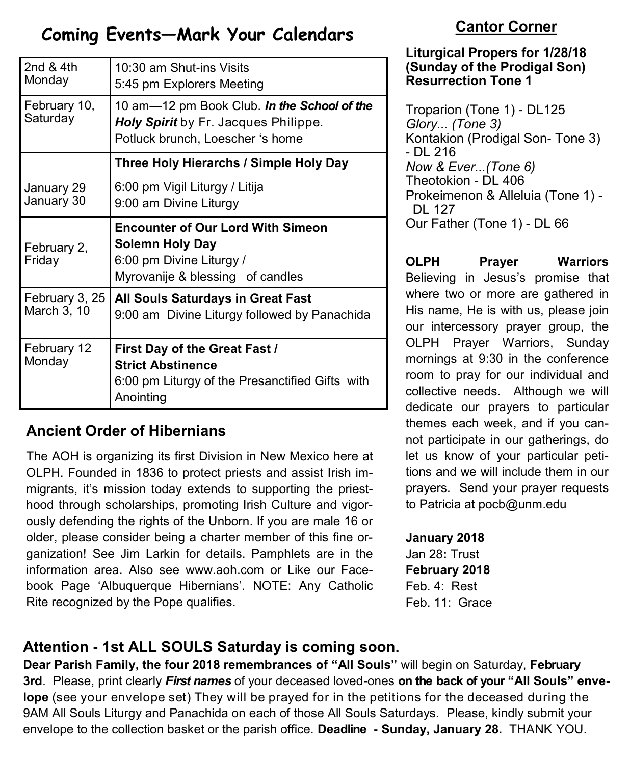## Coming Events—Mark Your Calendars

| | |
|---|---|
| 2nd & 4th Monday | 10:30 am Shut-ins Visits<br>5:45 pm Explorers Meeting |
| February 10, Saturday | 10 am—12 pm Book Club. ***In the School of the Holy Spirit*** by Fr. Jacques Philippe.<br>Potluck brunch, Loescher 's home |
| January 29<br>January 30 | **Three Holy Hierarchs / Simple Holy Day**<br>6:00 pm Vigil Liturgy / Litija<br>9:00 am Divine Liturgy |
| February 2, Friday | **Encounter of Our Lord With Simeon**<br>**Solemn Holy Day**<br>6:00 pm Divine Liturgy /<br>Myrovanije & blessing of candles |
| February 3, 25<br>March 3, 10 | **All Souls Saturdays in Great Fast**<br>9:00 am Divine Liturgy followed by Panachida |
| February 12 Monday | **First Day of the Great Fast /**<br>**Strict Abstinence**<br>6:00 pm Liturgy of the Presanctified Gifts with Anointing |

### Ancient Order of Hibernians

The AOH is organizing its first Division in New Mexico here at OLPH. Founded in 1836 to protect priests and assist Irish immigrants, it's mission today extends to supporting the priesthood through scholarships, promoting Irish Culture and vigorously defending the rights of the Unborn. If you are male 16 or older, please consider being a charter member of this fine organization! See Jim Larkin for details. Pamphlets are in the information area. Also see www.aoh.com or Like our Facebook Page 'Albuquerque Hibernians'. NOTE: Any Catholic Rite recognized by the Pope qualifies.

## Cantor Corner

**Liturgical Propers for 1/28/18 (Sunday of the Prodigal Son) Resurrection Tone 1**

Troparion (Tone 1) - DL125
*Glory... (Tone 3)*
Kontakion (Prodigal Son- Tone 3) - DL 216
*Now & Ever...(Tone 6)*
Theotokion - DL 406
Prokeimenon & Alleluia (Tone 1) - DL 127
Our Father (Tone 1) - DL 66

**OLPH Prayer Warriors** Believing in Jesus's promise that where two or more are gathered in His name, He is with us, please join our intercessory prayer group, the OLPH Prayer Warriors, Sunday mornings at 9:30 in the conference room to pray for our individual and collective needs. Although we will dedicate our prayers to particular themes each week, and if you cannot participate in our gatherings, do let us know of your particular petitions and we will include them in our prayers. Send your prayer requests to Patricia at pocb@unm.edu

**January 2018**
Jan 28**:** Trust
**February 2018**
Feb. 4: Rest
Feb. 11: Grace

### Attention - 1st ALL SOULS Saturday is coming soon.

**Dear Parish Family, the four 2018 remembrances of "All Souls"** will begin on Saturday, **February 3rd**. Please, print clearly ***First names*** of your deceased loved-ones **on the back of your "All Souls" envelope** (see your envelope set) They will be prayed for in the petitions for the deceased during the 9AM All Souls Liturgy and Panachida on each of those All Souls Saturdays. Please, kindly submit your envelope to the collection basket or the parish office. **Deadline - Sunday, January 28.** THANK YOU.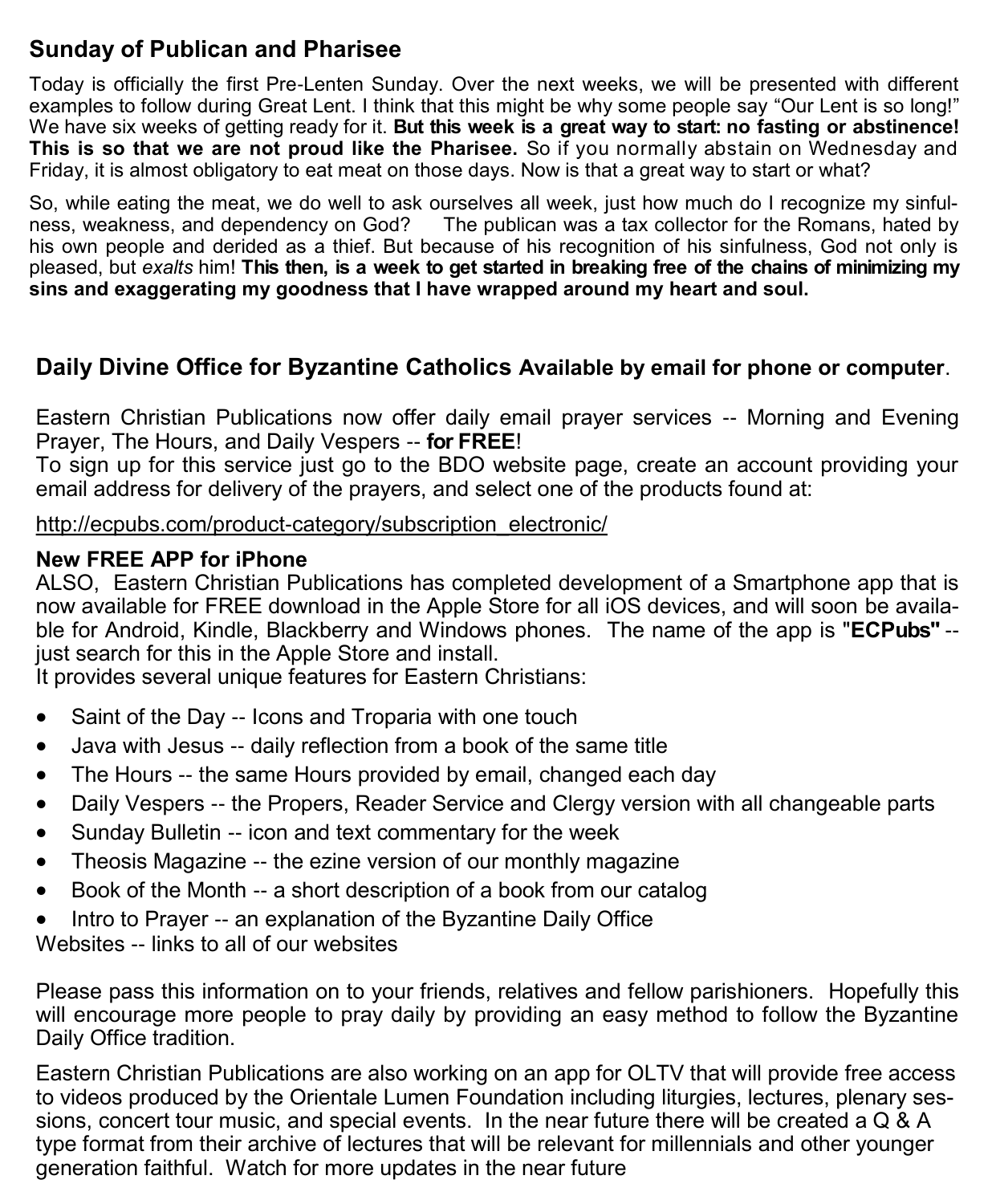## Sunday of Publican and Pharisee

Today is officially the first Pre-Lenten Sunday. Over the next weeks, we will be presented with different examples to follow during Great Lent. I think that this might be why some people say "Our Lent is so long!" We have six weeks of getting ready for it. **But this week is a great way to start: no fasting or abstinence! This is so that we are not proud like the Pharisee.** So if you normally abstain on Wednesday and Friday, it is almost obligatory to eat meat on those days. Now is that a great way to start or what?

So, while eating the meat, we do well to ask ourselves all week, just how much do I recognize my sinfulness, weakness, and dependency on God? The publican was a tax collector for the Romans, hated by his own people and derided as a thief. But because of his recognition of his sinfulness, God not only is pleased, but *exalts* him! **This then, is a week to get started in breaking free of the chains of minimizing my sins and exaggerating my goodness that I have wrapped around my heart and soul.**

## Daily Divine Office for Byzantine Catholics **Available by email for phone or computer**.

Eastern Christian Publications now offer daily email prayer services -- Morning and Evening Prayer, The Hours, and Daily Vespers -- **for FREE**!
To sign up for this service just go to the BDO website page, create an account providing your email address for delivery of the prayers, and select one of the products found at:

http://ecpubs.com/product-category/subscription_electronic/

**New FREE APP for iPhone**
ALSO, Eastern Christian Publications has completed development of a Smartphone app that is now available for FREE download in the Apple Store for all iOS devices, and will soon be available for Android, Kindle, Blackberry and Windows phones. The name of the app is **"ECPubs"** -- just search for this in the Apple Store and install.
It provides several unique features for Eastern Christians:

- Saint of the Day -- Icons and Troparia with one touch
- Java with Jesus -- daily reflection from a book of the same title
- The Hours -- the same Hours provided by email, changed each day
- Daily Vespers -- the Propers, Reader Service and Clergy version with all changeable parts
- Sunday Bulletin -- icon and text commentary for the week
- Theosis Magazine -- the ezine version of our monthly magazine
- Book of the Month -- a short description of a book from our catalog
- Intro to Prayer -- an explanation of the Byzantine Daily Office

Websites -- links to all of our websites

Please pass this information on to your friends, relatives and fellow parishioners. Hopefully this will encourage more people to pray daily by providing an easy method to follow the Byzantine Daily Office tradition.

Eastern Christian Publications are also working on an app for OLTV that will provide free access to videos produced by the Orientale Lumen Foundation including liturgies, lectures, plenary sessions, concert tour music, and special events. In the near future there will be created a Q & A type format from their archive of lectures that will be relevant for millennials and other younger generation faithful. Watch for more updates in the near future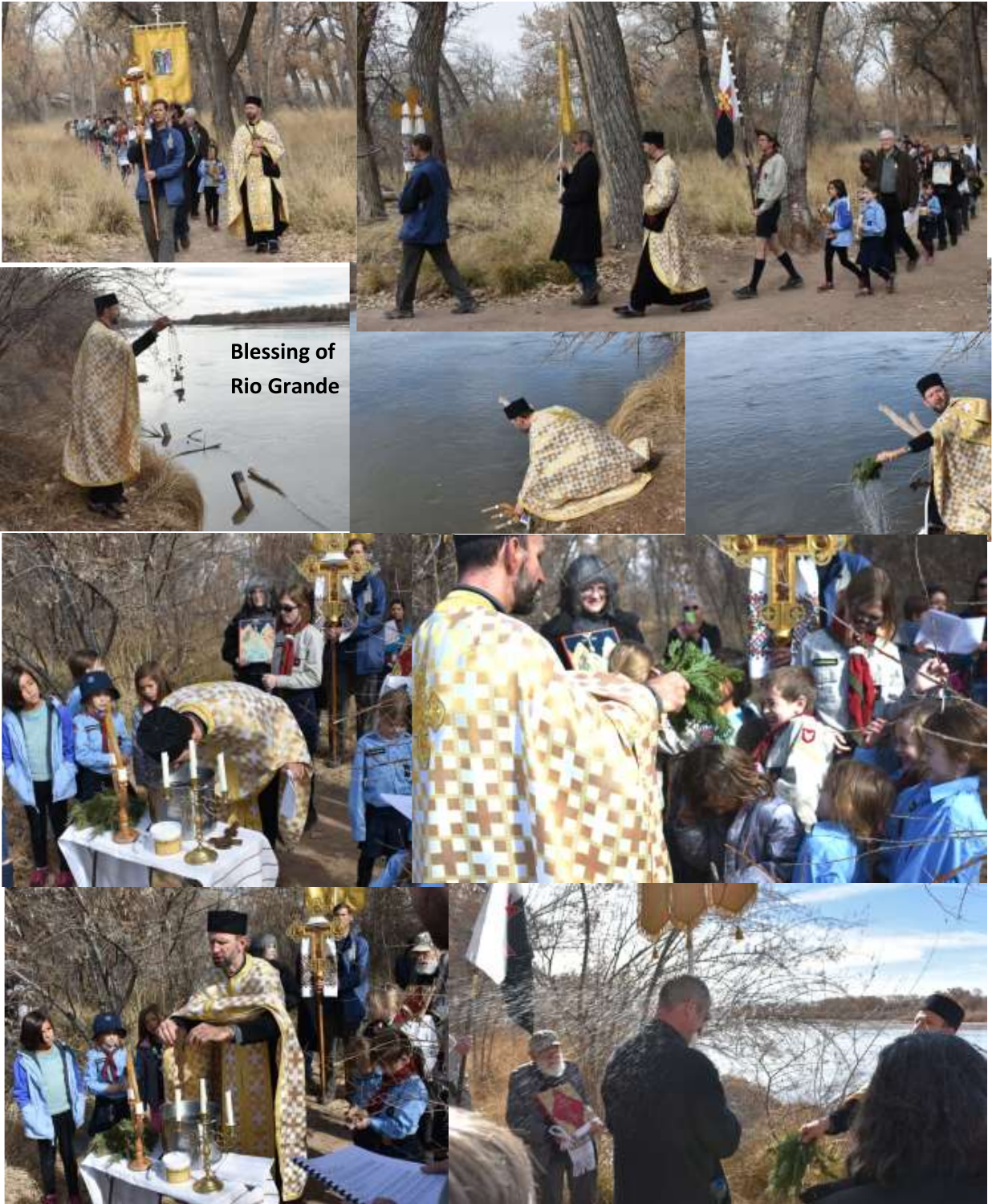Blessing of Rio Grande